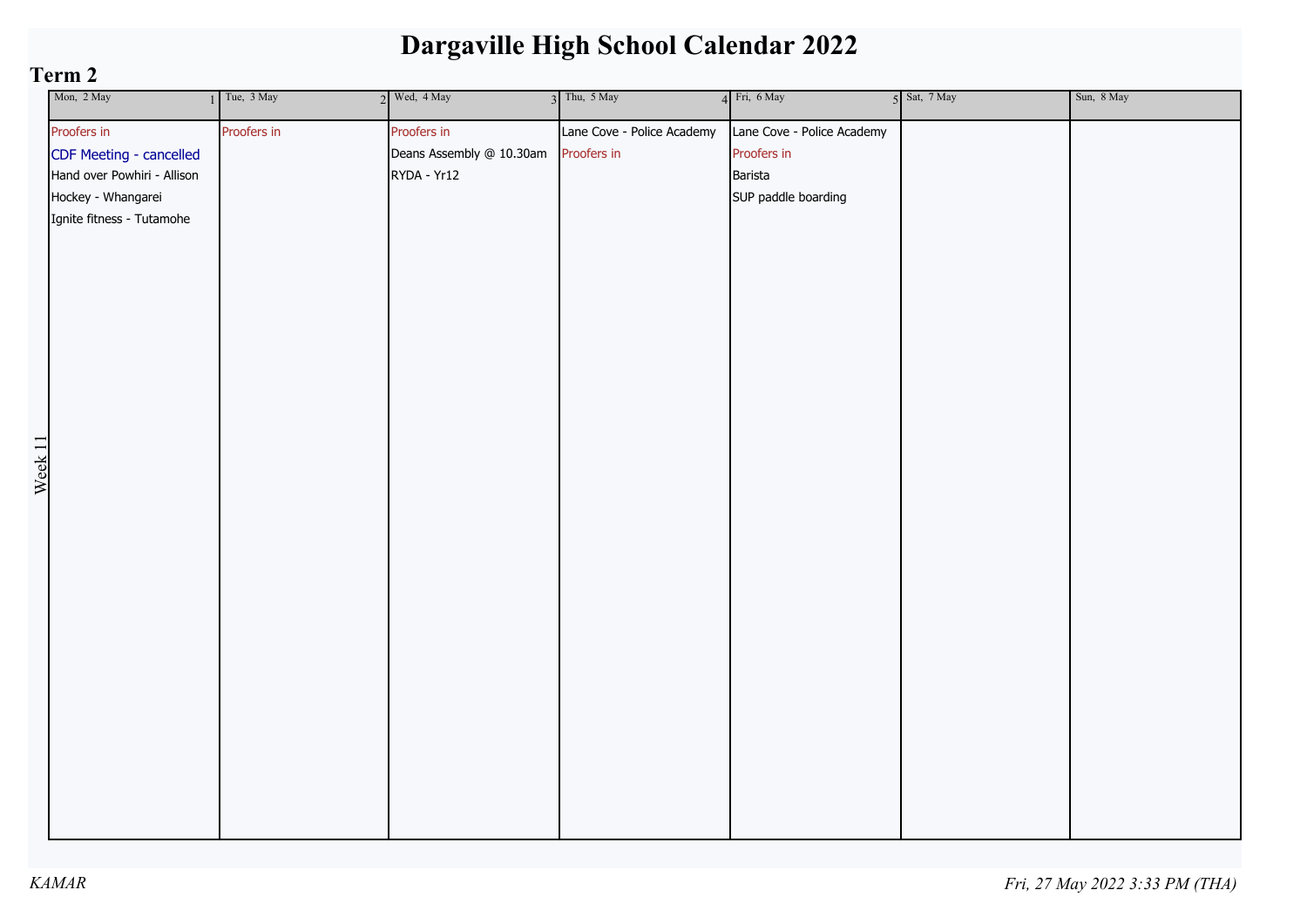# Dargaville High School Calendar 2022

## Term 2

Week 11

| Mon, 2 May (1) | Tue, 3 May (2) | Wed, 4 May (3) | Thu, 5 May (4) | Fri, 6 May (5) | Sat, 7 May | Sun, 8 May |
|---|---|---|---|---|---|---|
| Proofers in<br>CDF Meeting - cancelled<br>Hand over Powhiri - Allison<br>Hockey - Whangarei<br>Ignite fitness - Tutamohe | Proofers in | Proofers in<br>Deans Assembly @ 10.30am<br>RYDA - Yr12 | Lane Cove - Police Academy<br>Proofers in | Lane Cove - Police Academy<br>Proofers in<br>Barista<br>SUP paddle boarding | | |

*KAMAR*

*Fri, 27 May 2022 3:33 PM (THA)*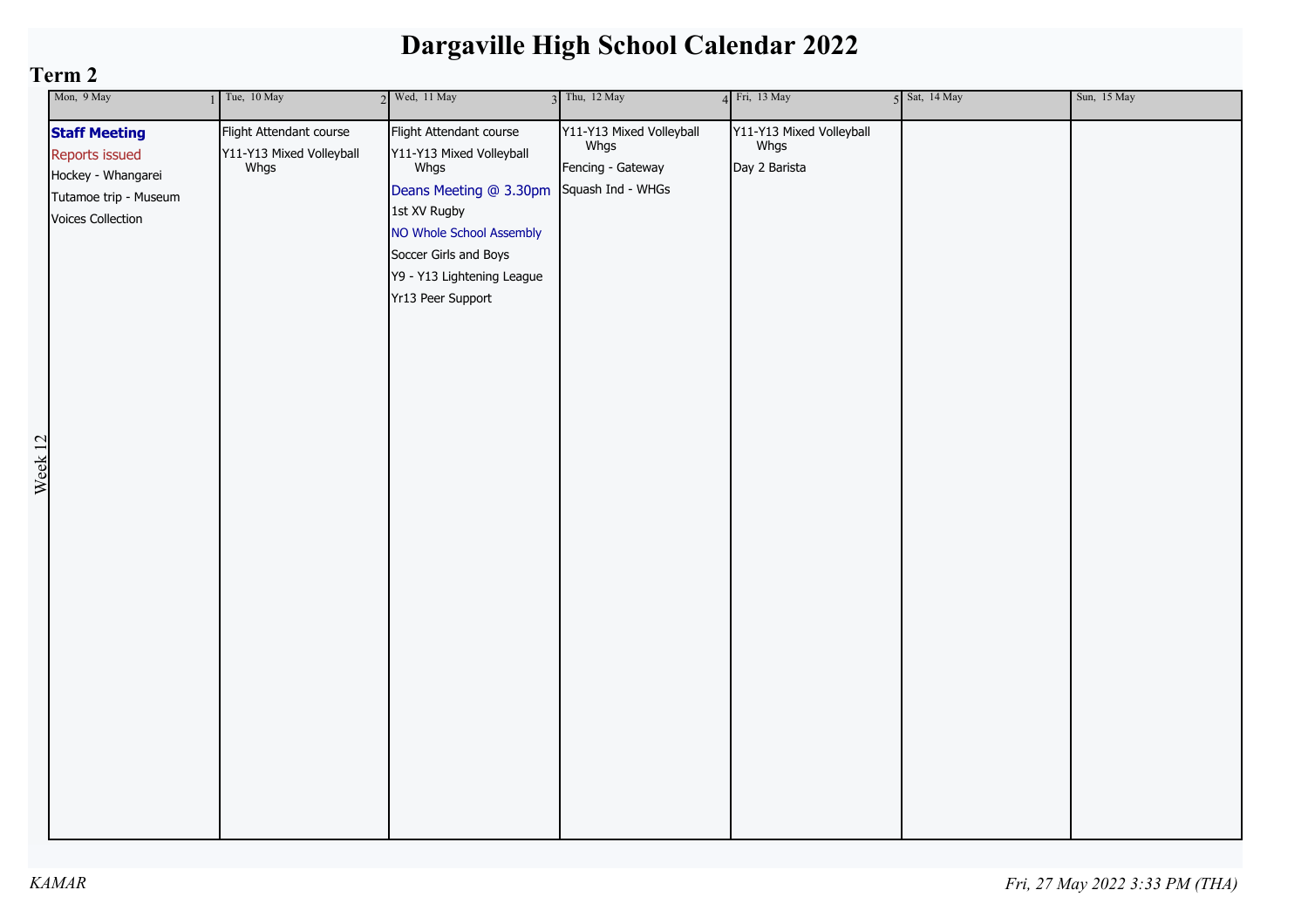# Dargaville High School Calendar 2022

## Term 2

**Week 12**

| Mon, 9 May (1) | Tue, 10 May (2) | Wed, 11 May (3) | Thu, 12 May (4) | Fri, 13 May (5) | Sat, 14 May | Sun, 15 May |
|---|---|---|---|---|---|---|
| **Staff Meeting**<br>Reports issued<br>Hockey - Whangarei<br>Tutamoe trip - Museum<br>Voices Collection | Flight Attendant course<br>Y11-Y13 Mixed Volleyball Whgs | Flight Attendant course<br>Y11-Y13 Mixed Volleyball Whgs<br>Deans Meeting @ 3.30pm<br>1st XV Rugby<br>NO Whole School Assembly<br>Soccer Girls and Boys<br>Y9 - Y13 Lightening League<br>Yr13 Peer Support | Y11-Y13 Mixed Volleyball Whgs<br>Fencing - Gateway<br>Squash Ind - WHGs | Y11-Y13 Mixed Volleyball Whgs<br>Day 2 Barista | | |

*KAMAR* — *Fri, 27 May 2022 3:33 PM (THA)*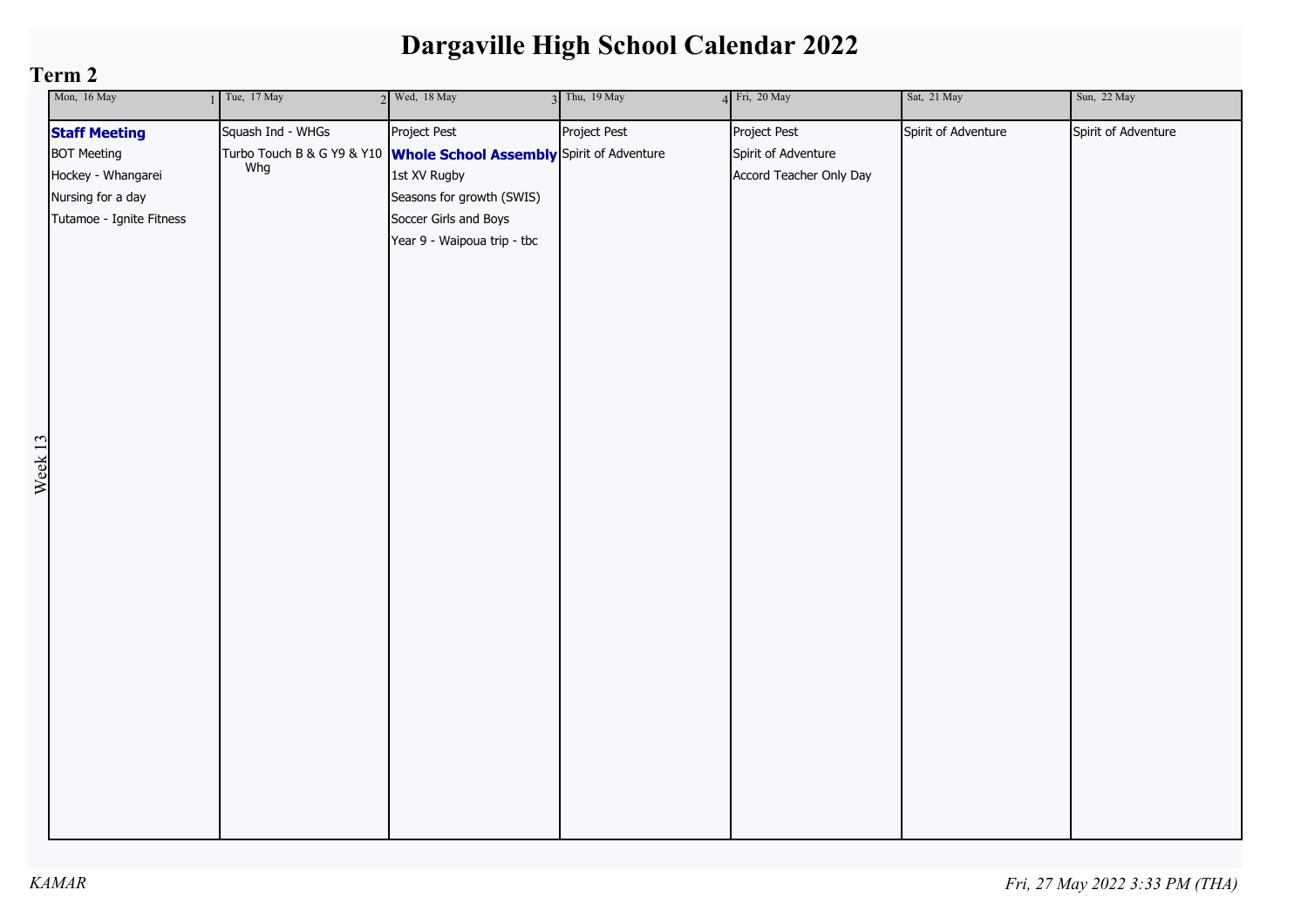# Dargaville High School Calendar 2022

## Term 2

Week 13

| Mon, 16 May (1) | Tue, 17 May (2) | Wed, 18 May (3) | Thu, 19 May (4) | Fri, 20 May | Sat, 21 May | Sun, 22 May |
|---|---|---|---|---|---|---|
| **Staff Meeting** | Squash Ind - WHGs | Project Pest | Project Pest | Project Pest | Spirit of Adventure | Spirit of Adventure |
| BOT Meeting | Turbo Touch B & G Y9 & Y10 Whg | **Whole School Assembly** | Spirit of Adventure | Spirit of Adventure | | |
| Hockey - Whangarei | | 1st XV Rugby | | Accord Teacher Only Day | | |
| Nursing for a day | | Seasons for growth (SWIS) | | | | |
| Tutamoe - Ignite Fitness | | Soccer Girls and Boys | | | | |
| | | Year 9 - Waipoua trip - tbc | | | | |

*KAMAR*

*Fri, 27 May 2022 3:33 PM (THA)*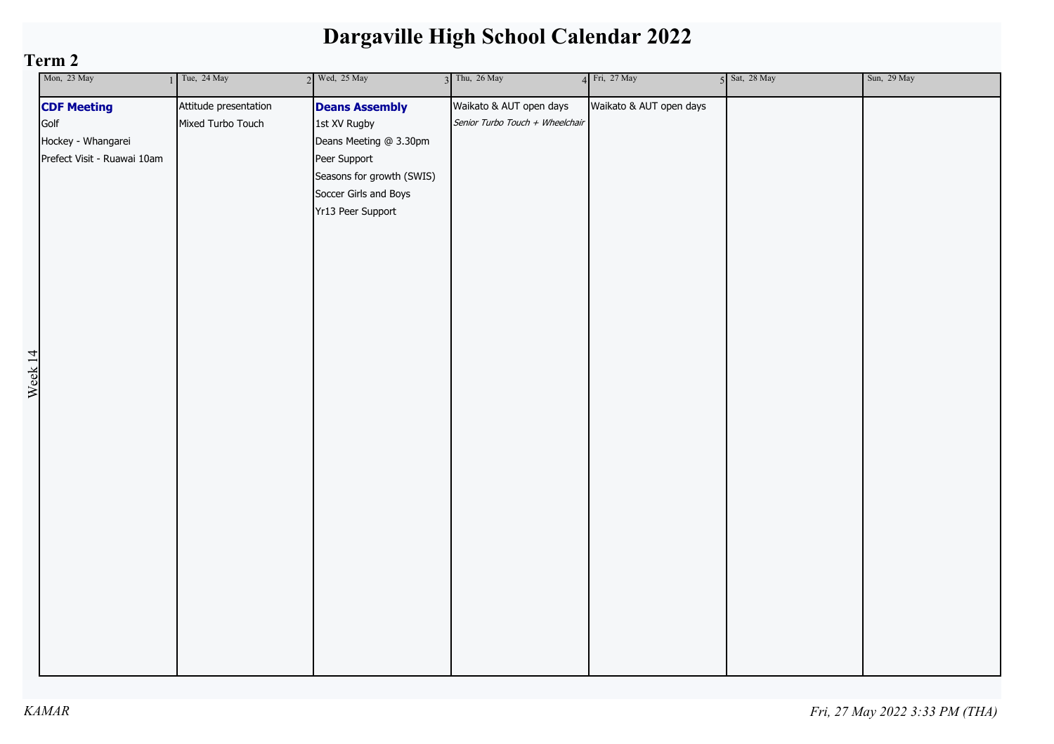# Dargaville High School Calendar 2022

## Term 2

Week 14

| Mon, 23 May (1) | Tue, 24 May (2) | Wed, 25 May (3) | Thu, 26 May (4) | Fri, 27 May (5) | Sat, 28 May | Sun, 29 May |
|---|---|---|---|---|---|---|
| **CDF Meeting** | Attitude presentation | **Deans Assembly** | Waikato & AUT open days | Waikato & AUT open days | | |
| Golf | Mixed Turbo Touch | 1st XV Rugby | *Senior Turbo Touch + Wheelchair* | | | |
| Hockey - Whangarei | | Deans Meeting @ 3.30pm | | | | |
| Prefect Visit - Ruawai 10am | | Peer Support | | | | |
| | | Seasons for growth (SWIS) | | | | |
| | | Soccer Girls and Boys | | | | |
| | | Yr13 Peer Support | | | | |

KAMAR

*Fri, 27 May 2022 3:33 PM (THA)*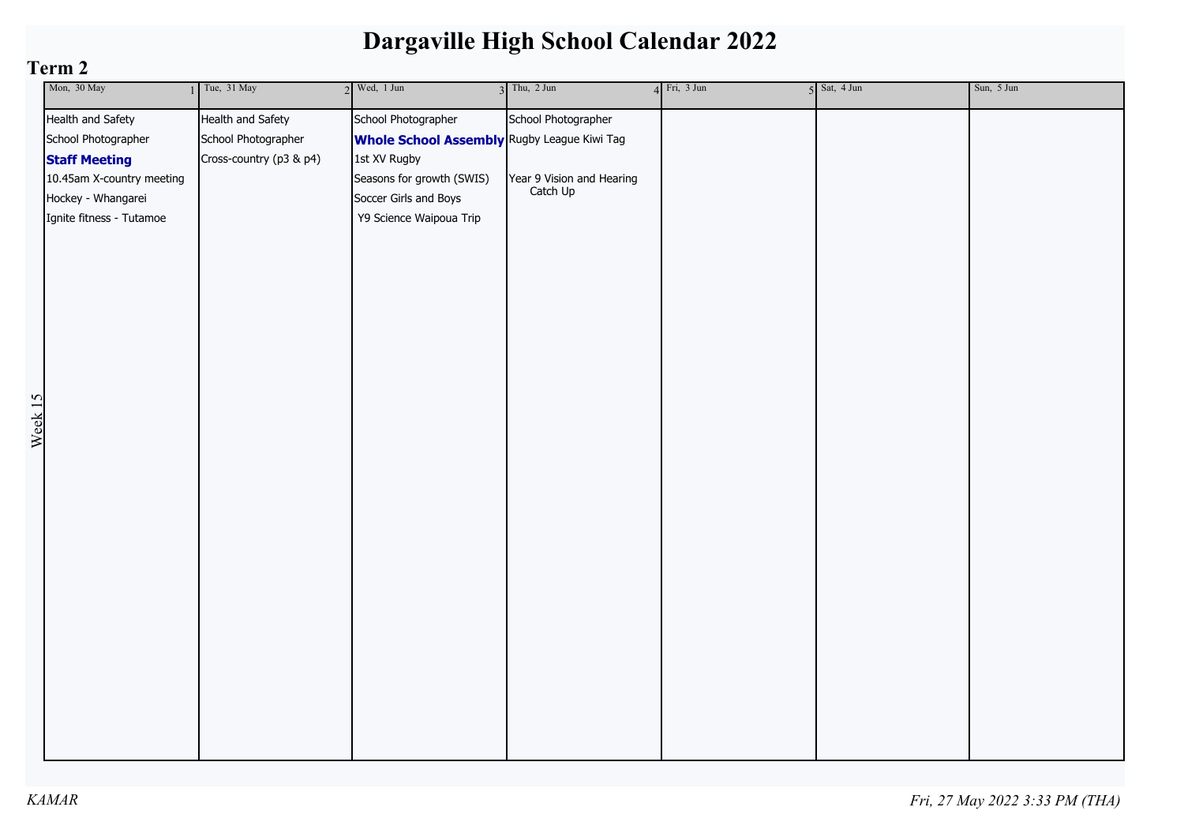# Dargaville High School Calendar 2022

## Term 2

Week 15

| Mon, 30 May 1 | Tue, 31 May 2 | Wed, 1 Jun 3 | Thu, 2 Jun 4 | Fri, 3 Jun 5 | Sat, 4 Jun | Sun, 5 Jun |
|---|---|---|---|---|---|---|
| Health and Safety | Health and Safety | School Photographer | School Photographer | | | |
| School Photographer | School Photographer | **Whole School Assembly** | Rugby League Kiwi Tag | | | |
| **Staff Meeting** | Cross-country (p3 & p4) | 1st XV Rugby | | | | |
| 10.45am X-country meeting | | Seasons for growth (SWIS) | Year 9 Vision and Hearing Catch Up | | | |
| Hockey - Whangarei | | Soccer Girls and Boys | | | | |
| Ignite fitness - Tutamoe | | Y9 Science Waipoua Trip | | | | |

KAMAR

Fri, 27 May 2022 3:33 PM (THA)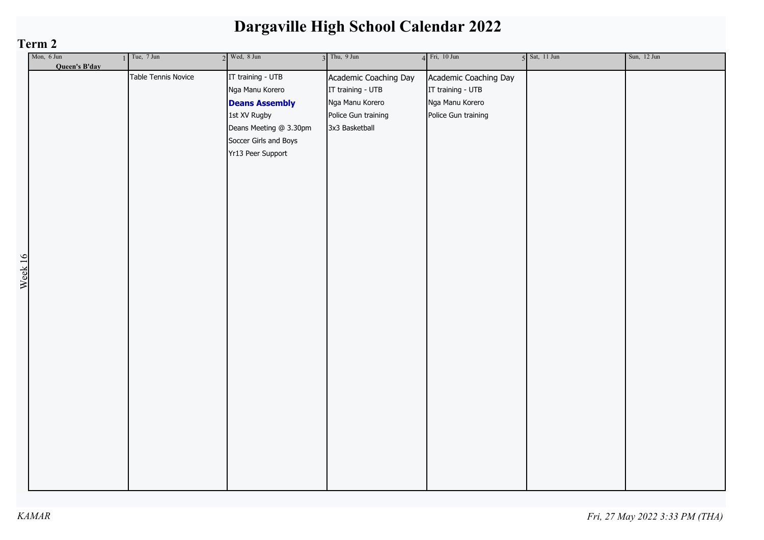# Dargaville High School Calendar 2022

## Term 2

**Week 16**

| Mon, 6 Jun (1) | Tue, 7 Jun (2) | Wed, 8 Jun (3) | Thu, 9 Jun (4) | Fri, 10 Jun (5) | Sat, 11 Jun | Sun, 12 Jun |
|---|---|---|---|---|---|---|
| **Queen's B'day** | Table Tennis Novice | IT training - UTB<br>Nga Manu Korero<br>**Deans Assembly**<br>1st XV Rugby<br>Deans Meeting @ 3.30pm<br>Soccer Girls and Boys<br>Yr13 Peer Support | Academic Coaching Day<br>IT training - UTB<br>Nga Manu Korero<br>Police Gun training<br>3x3 Basketball | Academic Coaching Day<br>IT training - UTB<br>Nga Manu Korero<br>Police Gun training | | |

*KAMAR* *Fri, 27 May 2022 3:33 PM (THA)*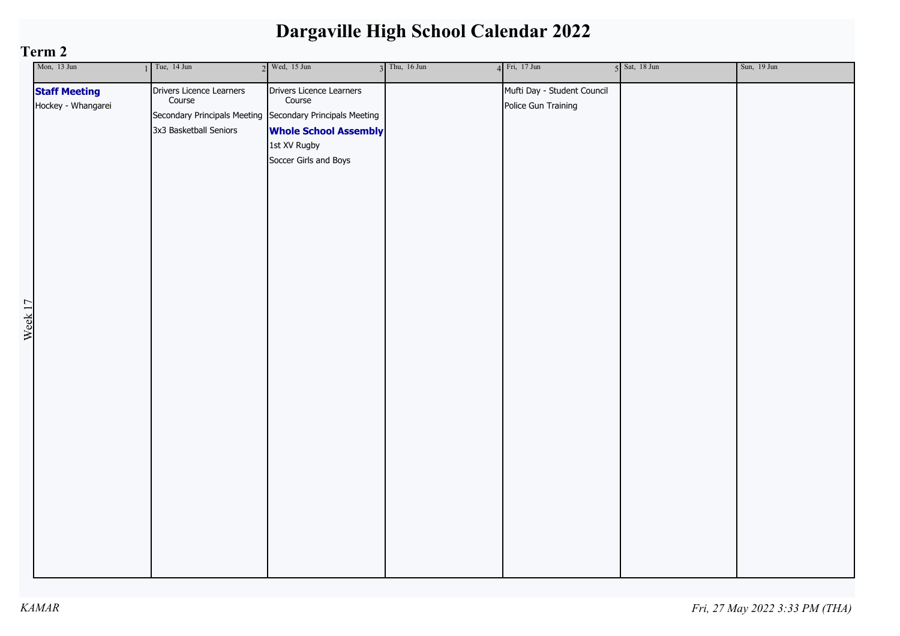# Dargaville High School Calendar 2022

## Term 2

Week 17

| Mon, 13 Jun 1 | Tue, 14 Jun 2 | Wed, 15 Jun 3 | Thu, 16 Jun 4 | Fri, 17 Jun 5 | Sat, 18 Jun | Sun, 19 Jun |
|---|---|---|---|---|---|---|
| **Staff Meeting**<br>Hockey - Whangarei | Drivers Licence Learners Course<br>Secondary Principals Meeting<br>3x3 Basketball Seniors | Drivers Licence Learners Course<br>Secondary Principals Meeting<br>**Whole School Assembly**<br>1st XV Rugby<br>Soccer Girls and Boys | | Mufti Day - Student Council<br>Police Gun Training | | |

*KAMAR*

*Fri, 27 May 2022 3:33 PM (THA)*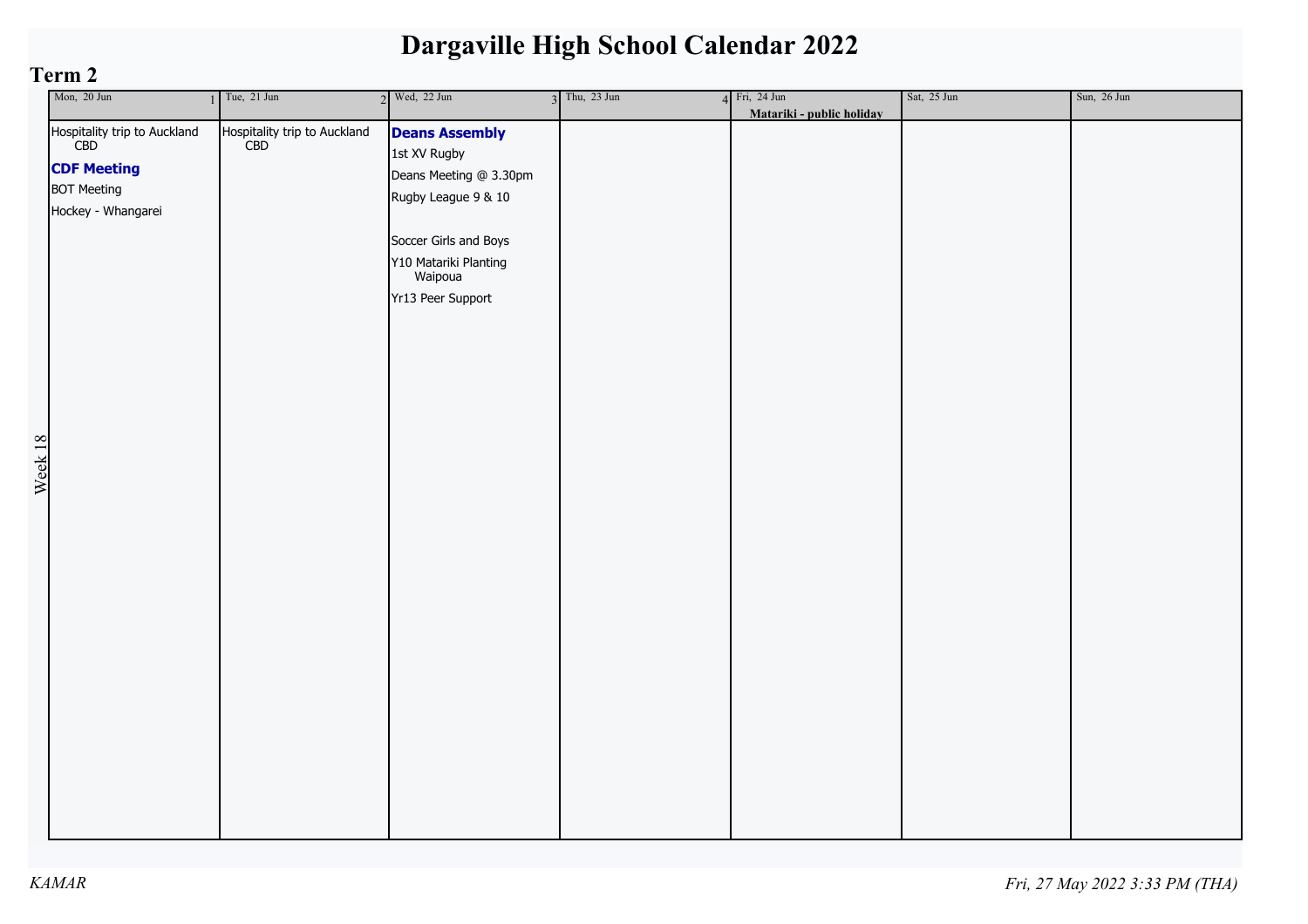# Dargaville High School Calendar 2022

## Term 2

| Week | Mon, 20 Jun (1) | Tue, 21 Jun (2) | Wed, 22 Jun (3) | Thu, 23 Jun (4) | Fri, 24 Jun **Matariki - public holiday** | Sat, 25 Jun | Sun, 26 Jun |
|---|---|---|---|---|---|---|---|
| Week 18 | Hospitality trip to Auckland CBD<br>**CDF Meeting**<br>BOT Meeting<br>Hockey - Whangarei | Hospitality trip to Auckland CBD | **Deans Assembly**<br>1st XV Rugby<br>Deans Meeting @ 3.30pm<br>Rugby League 9 & 10<br>Soccer Girls and Boys<br>Y10 Matariki Planting Waipoua<br>Yr13 Peer Support | | | | |

*KAMAR* *Fri, 27 May 2022 3:33 PM (THA)*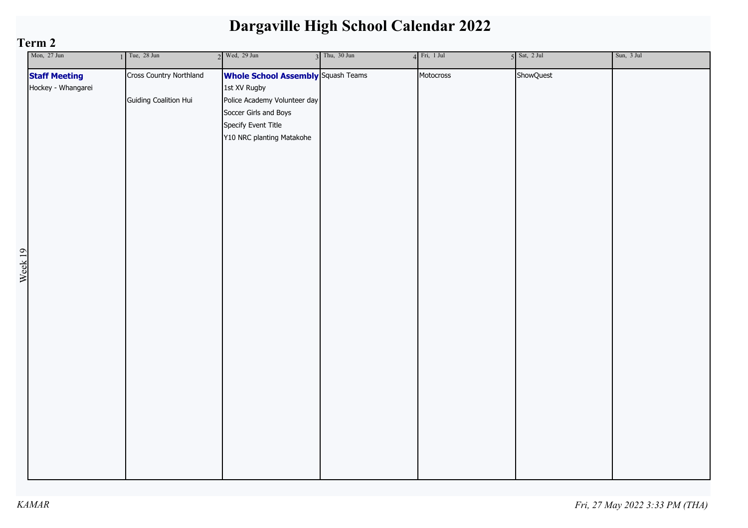# Dargaville High School Calendar 2022

## Term 2

**Week 19**

| Mon, 27 Jun 1 | Tue, 28 Jun 2 | Wed, 29 Jun 3 | Thu, 30 Jun 4 | Fri, 1 Jul 5 | Sat, 2 Jul | Sun, 3 Jul |
|---|---|---|---|---|---|---|
| **Staff Meeting** | Cross Country Northland | **Whole School Assembly** | Squash Teams | Motocross | ShowQuest | |
| Hockey - Whangarei | | 1st XV Rugby | | | | |
| | Guiding Coalition Hui | Police Academy Volunteer day | | | | |
| | | Soccer Girls and Boys | | | | |
| | | Specify Event Title | | | | |
| | | Y10 NRC planting Matakohe | | | | |

*KAMAR*

*Fri, 27 May 2022 3:33 PM (THA)*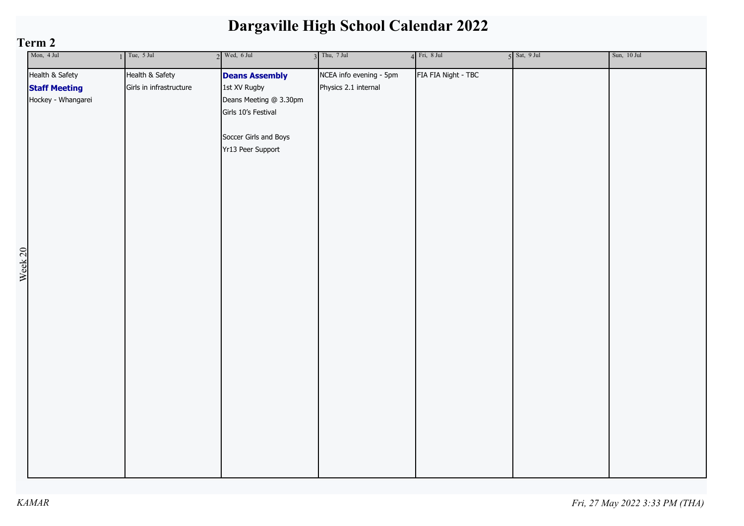# Dargaville High School Calendar 2022

## Term 2

**Week 20**

| Mon, 4 Jul (1) | Tue, 5 Jul (2) | Wed, 6 Jul (3) | Thu, 7 Jul (4) | Fri, 8 Jul (5) | Sat, 9 Jul | Sun, 10 Jul |
|---|---|---|---|---|---|---|
| Health & Safety<br>**Staff Meeting**<br>Hockey - Whangarei | Health & Safety<br>Girls in infrastructure | **Deans Assembly**<br>1st XV Rugby<br>Deans Meeting @ 3.30pm<br>Girls 10's Festival<br><br>Soccer Girls and Boys<br>Yr13 Peer Support | NCEA info evening - 5pm<br>Physics 2.1 internal | FIA FIA Night - TBC | | |

KAMAR

*Fri, 27 May 2022 3:33 PM (THA)*